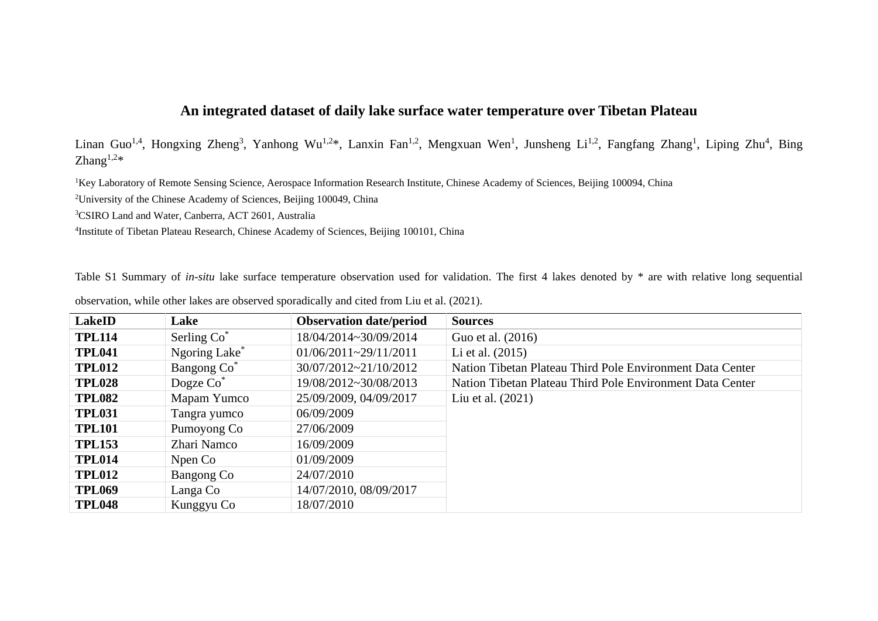# An integrated dataset of daily lake surface water temperature over Tibetan Plateau

Linan Guo[1,4], Hongxing Zheng[3], Yanhong Wu[1,2]*, Lanxin Fan[1,2], Mengxuan Wen[1], Junsheng Li[1,2], Fangfang Zhang[1], Liping Zhu[4], Bing Zhang[1,2]*

[1]Key Laboratory of Remote Sensing Science, Aerospace Information Research Institute, Chinese Academy of Sciences, Beijing 100094, China

[2]University of the Chinese Academy of Sciences, Beijing 100049, China

[3]CSIRO Land and Water, Canberra, ACT 2601, Australia

[4]Institute of Tibetan Plateau Research, Chinese Academy of Sciences, Beijing 100101, China

Table S1 Summary of *in-situ* lake surface temperature observation used for validation. The first 4 lakes denoted by * are with relative long sequential observation, while other lakes are observed sporadically and cited from Liu et al. (2021).

| LakeID | Lake | Observation date/period | Sources |
|---|---|---|---|
| **TPL114** | Serling Co* | 18/04/2014~30/09/2014 | Guo et al. (2016) |
| **TPL041** | Ngoring Lake* | 01/06/2011~29/11/2011 | Li et al. (2015) |
| **TPL012** | Bangong Co* | 30/07/2012~21/10/2012 | Nation Tibetan Plateau Third Pole Environment Data Center |
| **TPL028** | Dogze Co* | 19/08/2012~30/08/2013 | Nation Tibetan Plateau Third Pole Environment Data Center |
| **TPL082** | Mapam Yumco | 25/09/2009, 04/09/2017 | Liu et al. (2021) |
| **TPL031** | Tangra yumco | 06/09/2009 | |
| **TPL101** | Pumoyong Co | 27/06/2009 | |
| **TPL153** | Zhari Namco | 16/09/2009 | |
| **TPL014** | Npen Co | 01/09/2009 | |
| **TPL012** | Bangong Co | 24/07/2010 | |
| **TPL069** | Langa Co | 14/07/2010, 08/09/2017 | |
| **TPL048** | Kunggyu Co | 18/07/2010 | |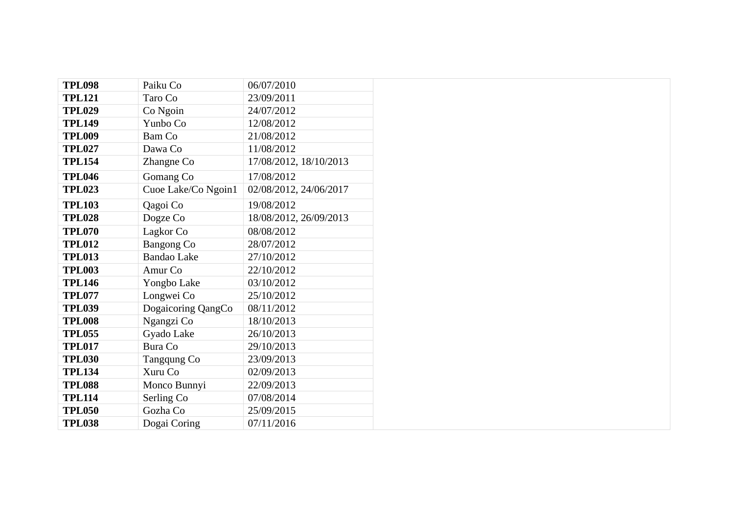| | | | |
|---|---|---|---|
| **TPL098** | Paiku Co | 06/07/2010 | |
| **TPL121** | Taro Co | 23/09/2011 | |
| **TPL029** | Co Ngoin | 24/07/2012 | |
| **TPL149** | Yunbo Co | 12/08/2012 | |
| **TPL009** | Bam Co | 21/08/2012 | |
| **TPL027** | Dawa Co | 11/08/2012 | |
| **TPL154** | Zhangne Co | 17/08/2012, 18/10/2013 | |
| **TPL046** | Gomang Co | 17/08/2012 | |
| **TPL023** | Cuoe Lake/Co Ngoin1 | 02/08/2012, 24/06/2017 | |
| **TPL103** | Qagoi Co | 19/08/2012 | |
| **TPL028** | Dogze Co | 18/08/2012, 26/09/2013 | |
| **TPL070** | Lagkor Co | 08/08/2012 | |
| **TPL012** | Bangong Co | 28/07/2012 | |
| **TPL013** | Bandao Lake | 27/10/2012 | |
| **TPL003** | Amur Co | 22/10/2012 | |
| **TPL146** | Yongbo Lake | 03/10/2012 | |
| **TPL077** | Longwei Co | 25/10/2012 | |
| **TPL039** | Dogaicoring QangCo | 08/11/2012 | |
| **TPL008** | Ngangzi Co | 18/10/2013 | |
| **TPL055** | Gyado Lake | 26/10/2013 | |
| **TPL017** | Bura Co | 29/10/2013 | |
| **TPL030** | Tangqung Co | 23/09/2013 | |
| **TPL134** | Xuru Co | 02/09/2013 | |
| **TPL088** | Monco Bunnyi | 22/09/2013 | |
| **TPL114** | Serling Co | 07/08/2014 | |
| **TPL050** | Gozha Co | 25/09/2015 | |
| **TPL038** | Dogai Coring | 07/11/2016 | |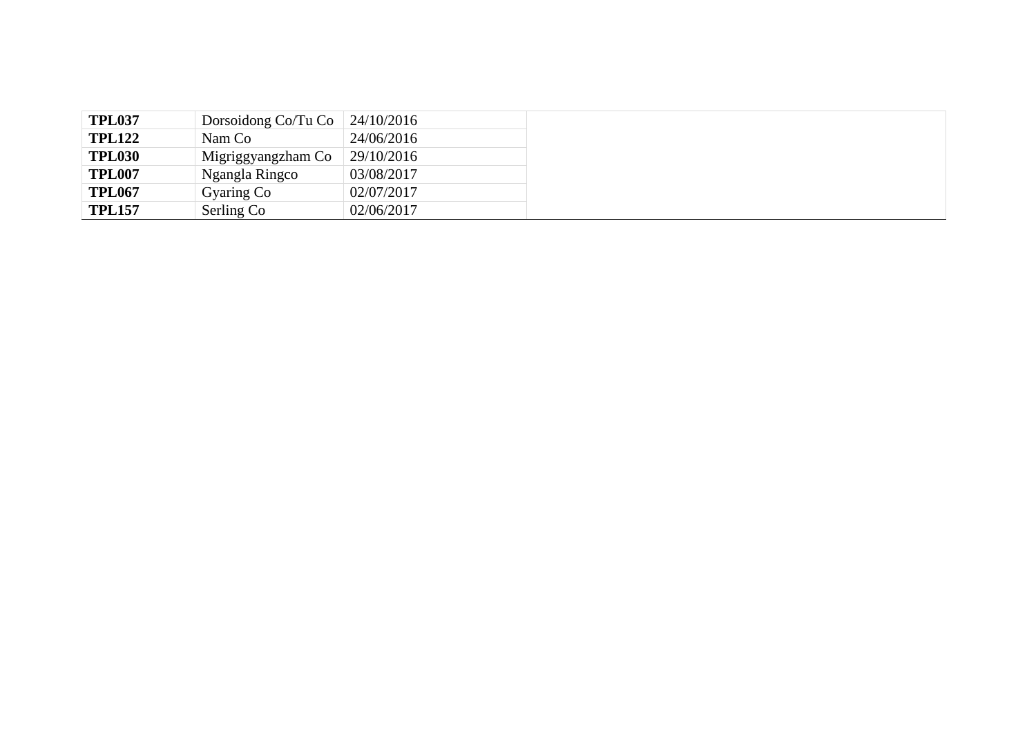|  |  |  |  |
|---|---|---|---|
| **TPL037** | Dorsoidong Co/Tu Co | 24/10/2016 |  |
| **TPL122** | Nam Co | 24/06/2016 |  |
| **TPL030** | Migriggyangzham Co | 29/10/2016 |  |
| **TPL007** | Ngangla Ringco | 03/08/2017 |  |
| **TPL067** | Gyaring Co | 02/07/2017 |  |
| **TPL157** | Serling Co | 02/06/2017 |  |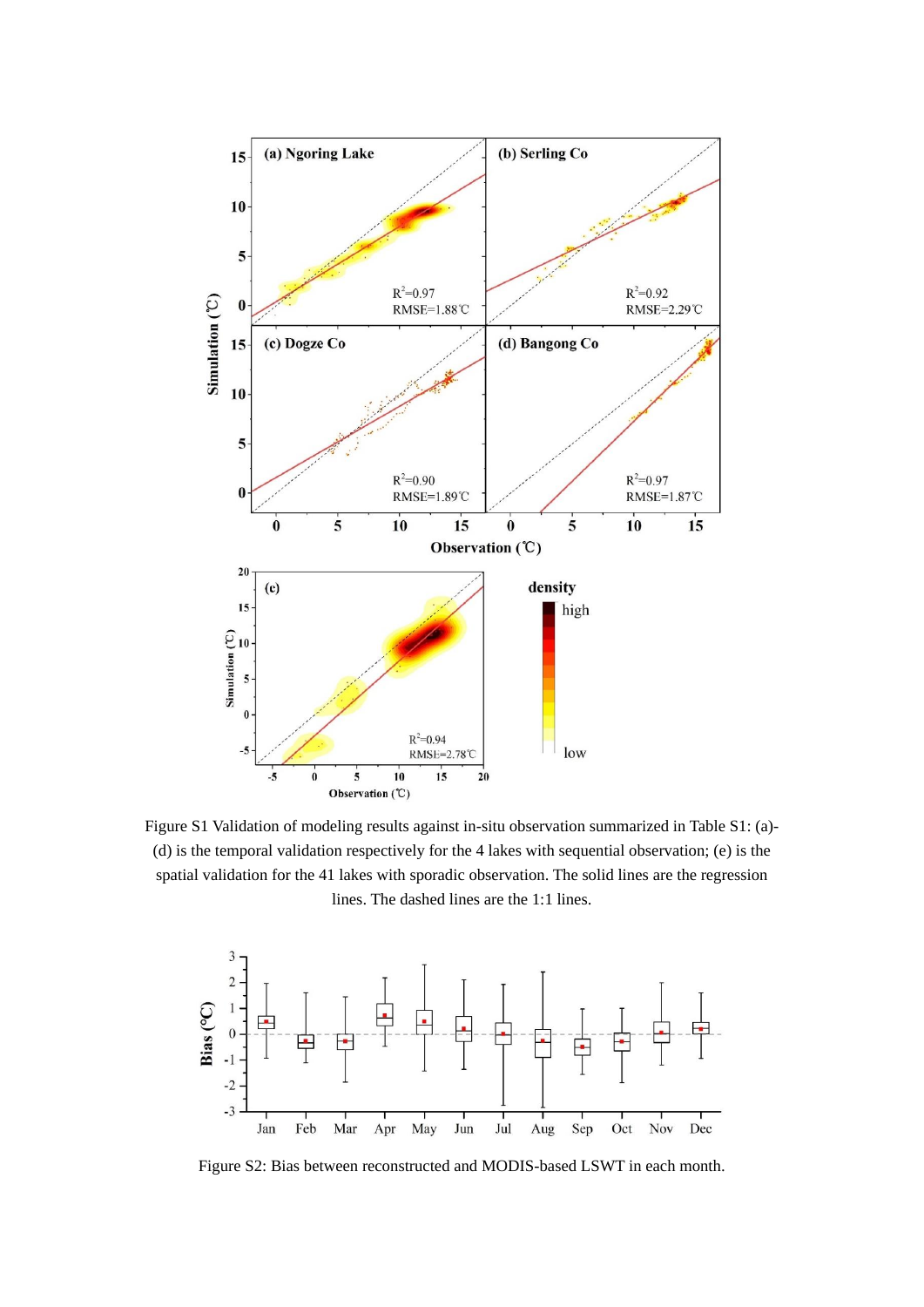Figure S1 Validation of modeling results against in-situ observation summarized in Table S1: (a)-(d) is the temporal validation respectively for the 4 lakes with sequential observation; (e) is the spatial validation for the 41 lakes with sporadic observation. The solid lines are the regression lines. The dashed lines are the 1:1 lines.

Figure S2: Bias between reconstructed and MODIS-based LSWT in each month.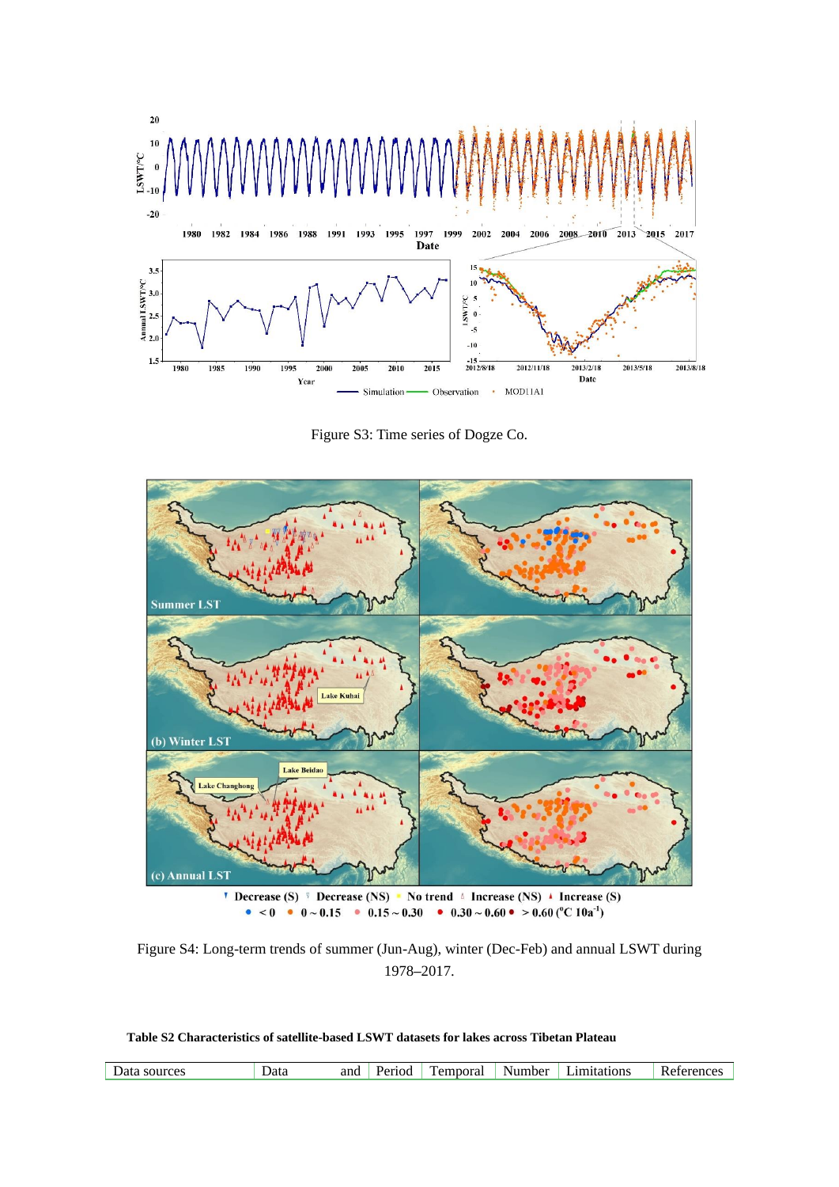Figure S3: Time series of Dogze Co.

Figure S4: Long-term trends of summer (Jun-Aug), winter (Dec-Feb) and annual LSWT during 1978–2017.

**Table S2 Characteristics of satellite-based LSWT datasets for lakes across Tibetan Plateau**

| Data sources | Data and | Period | Temporal | Number | Limitations | References |
|---|---|---|---|---|---|---|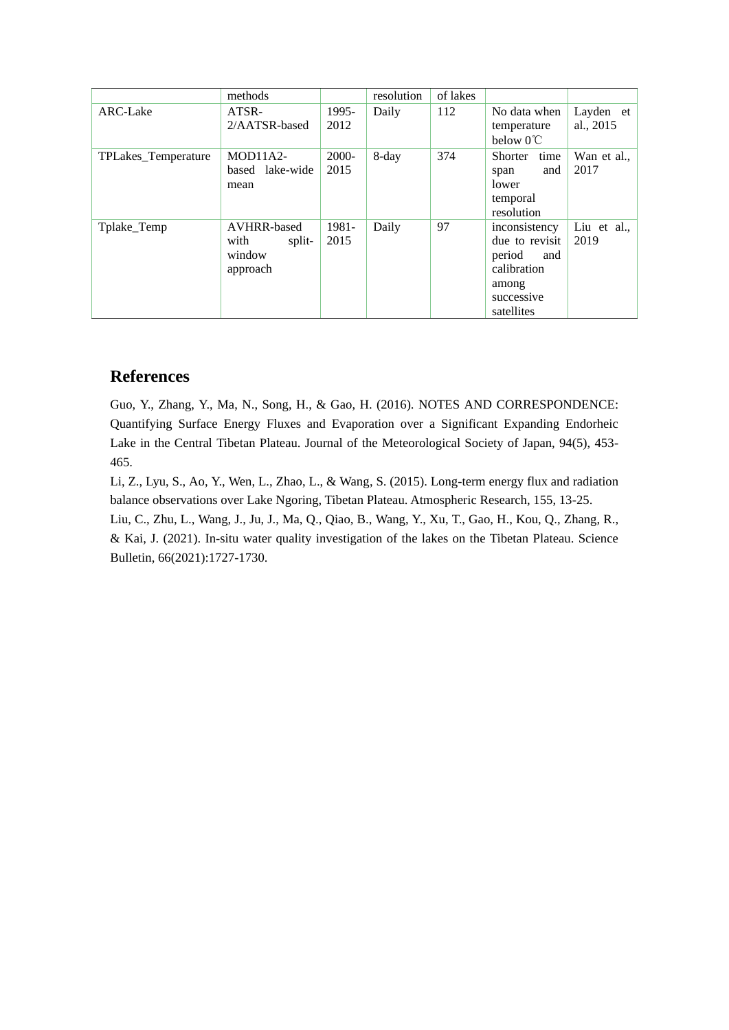| | methods | | resolution | of lakes | | |
|---|---|---|---|---|---|---|
| ARC-Lake | ATSR-2/AATSR-based | 1995-2012 | Daily | 112 | No data when temperature below 0℃ | Layden et al., 2015 |
| TPLakes_Temperature | MOD11A2-based lake-wide mean | 2000-2015 | 8-day | 374 | Shorter time span and lower temporal resolution | Wan et al., 2017 |
| Tplake_Temp | AVHRR-based with split-window approach | 1981-2015 | Daily | 97 | inconsistency due to revisit period and calibration among successive satellites | Liu et al., 2019 |

## References

Guo, Y., Zhang, Y., Ma, N., Song, H., & Gao, H. (2016). NOTES AND CORRESPONDENCE: Quantifying Surface Energy Fluxes and Evaporation over a Significant Expanding Endorheic Lake in the Central Tibetan Plateau. Journal of the Meteorological Society of Japan, 94(5), 453-465.

Li, Z., Lyu, S., Ao, Y., Wen, L., Zhao, L., & Wang, S. (2015). Long-term energy flux and radiation balance observations over Lake Ngoring, Tibetan Plateau. Atmospheric Research, 155, 13-25.

Liu, C., Zhu, L., Wang, J., Ju, J., Ma, Q., Qiao, B., Wang, Y., Xu, T., Gao, H., Kou, Q., Zhang, R., & Kai, J. (2021). In-situ water quality investigation of the lakes on the Tibetan Plateau. Science Bulletin, 66(2021):1727-1730.